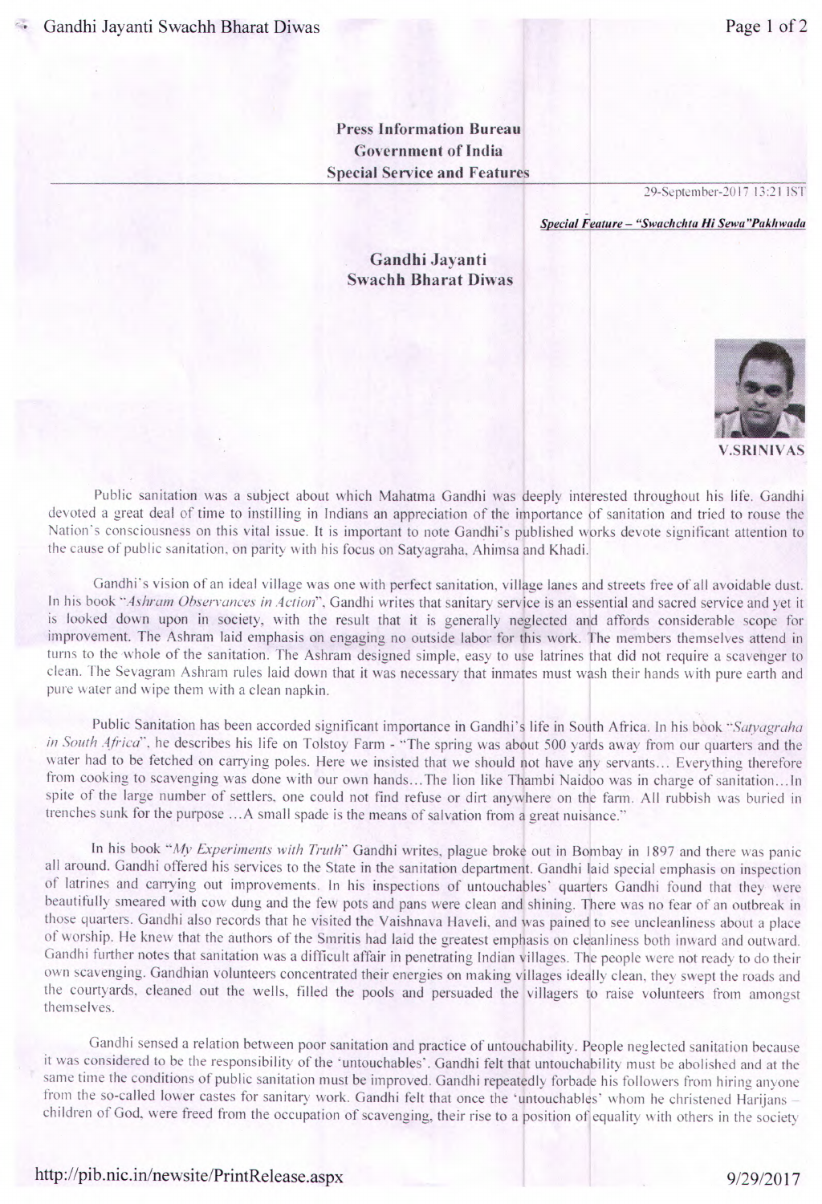**Press Information Bureau**
**Government of India**
**Special Service and Features**

29-September-2017 13:21 IST

***Special Feature – "Swachchta Hi Sewa" Pakhwada***

# Gandhi Jayanti
# Swachh Bharat Diwas

**V.SRINIVAS**

Public sanitation was a subject about which Mahatma Gandhi was deeply interested throughout his life. Gandhi devoted a great deal of time to instilling in Indians an appreciation of the importance of sanitation and tried to rouse the Nation's consciousness on this vital issue. It is important to note Gandhi's published works devote significant attention to the cause of public sanitation, on parity with his focus on Satyagraha, Ahimsa and Khadi.

Gandhi's vision of an ideal village was one with perfect sanitation, village lanes and streets free of all avoidable dust. In his book "*Ashram Observances in Action*", Gandhi writes that sanitary service is an essential and sacred service and yet it is looked down upon in society, with the result that it is generally neglected and affords considerable scope for improvement. The Ashram laid emphasis on engaging no outside labor for this work. The members themselves attend in turns to the whole of the sanitation. The Ashram designed simple, easy to use latrines that did not require a scavenger to clean. The Sevagram Ashram rules laid down that it was necessary that inmates must wash their hands with pure earth and pure water and wipe them with a clean napkin.

Public Sanitation has been accorded significant importance in Gandhi's life in South Africa. In his book "*Satyagraha in South Africa*", he describes his life on Tolstoy Farm - "The spring was about 500 yards away from our quarters and the water had to be fetched on carrying poles. Here we insisted that we should not have any servants… Everything therefore from cooking to scavenging was done with our own hands…The lion like Thambi Naidoo was in charge of sanitation…In spite of the large number of settlers, one could not find refuse or dirt anywhere on the farm. All rubbish was buried in trenches sunk for the purpose …A small spade is the means of salvation from a great nuisance."

In his book "*My Experiments with Truth*" Gandhi writes, plague broke out in Bombay in 1897 and there was panic all around. Gandhi offered his services to the State in the sanitation department. Gandhi laid special emphasis on inspection of latrines and carrying out improvements. In his inspections of untouchables' quarters Gandhi found that they were beautifully smeared with cow dung and the few pots and pans were clean and shining. There was no fear of an outbreak in those quarters. Gandhi also records that he visited the Vaishnava Haveli, and was pained to see uncleanliness about a place of worship. He knew that the authors of the Smritis had laid the greatest emphasis on cleanliness both inward and outward. Gandhi further notes that sanitation was a difficult affair in penetrating Indian villages. The people were not ready to do their own scavenging. Gandhian volunteers concentrated their energies on making villages ideally clean, they swept the roads and the courtyards, cleaned out the wells, filled the pools and persuaded the villagers to raise volunteers from amongst themselves.

Gandhi sensed a relation between poor sanitation and practice of untouchability. People neglected sanitation because it was considered to be the responsibility of the 'untouchables'. Gandhi felt that untouchability must be abolished and at the same time the conditions of public sanitation must be improved. Gandhi repeatedly forbade his followers from hiring anyone from the so-called lower castes for sanitary work. Gandhi felt that once the 'untouchables' whom he christened Harijans – children of God, were freed from the occupation of scavenging, their rise to a position of equality with others in the society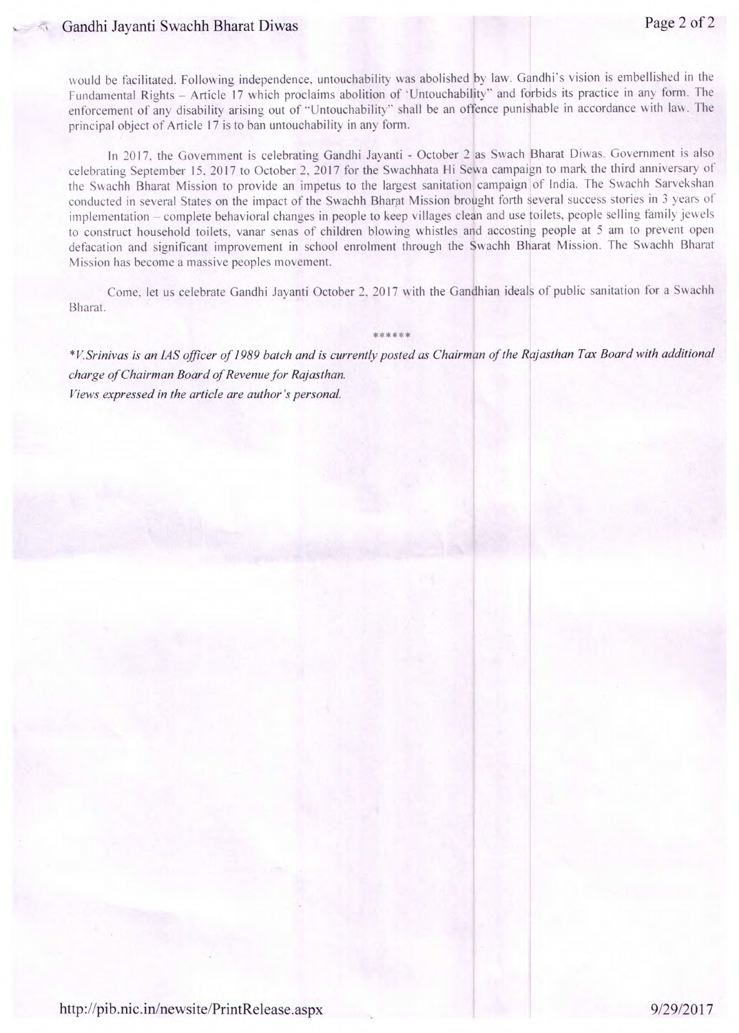would be facilitated. Following independence, untouchability was abolished by law. Gandhi's vision is embellished in the Fundamental Rights – Article 17 which proclaims abolition of 'Untouchability" and forbids its practice in any form. The enforcement of any disability arising out of "Untouchability" shall be an offence punishable in accordance with law. The principal object of Article 17 is to ban untouchability in any form.

In 2017, the Government is celebrating Gandhi Jayanti - October 2 as Swach Bharat Diwas. Government is also celebrating September 15, 2017 to October 2, 2017 for the Swachhata Hi Sewa campaign to mark the third anniversary of the Swachh Bharat Mission to provide an impetus to the largest sanitation campaign of India. The Swachh Sarvekshan conducted in several States on the impact of the Swachh Bharat Mission brought forth several success stories in 3 years of implementation – complete behavioral changes in people to keep villages clean and use toilets, people selling family jewels to construct household toilets, vanar senas of children blowing whistles and accosting people at 5 am to prevent open defacation and significant improvement in school enrolment through the Swachh Bharat Mission. The Swachh Bharat Mission has become a massive peoples movement.

Come, let us celebrate Gandhi Jayanti October 2, 2017 with the Gandhian ideals of public sanitation for a Swachh Bharat.

\*\*\*\*\*\*

*\*V.Srinivas is an IAS officer of 1989 batch and is currently posted as Chairman of the Rajasthan Tax Board with additional charge of Chairman Board of Revenue for Rajasthan.*

*Views expressed in the article are author's personal.*